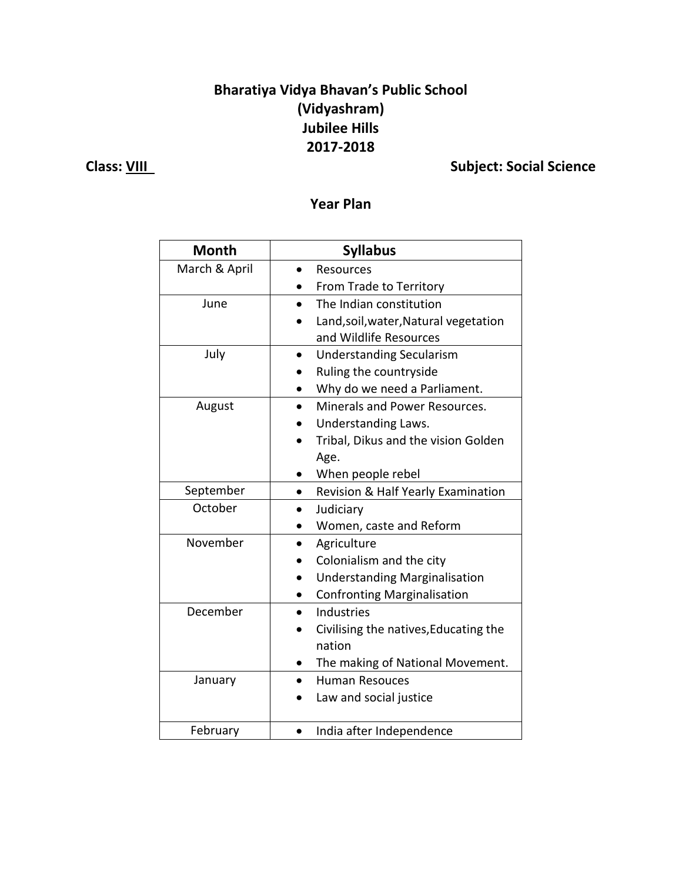# Bharatiya Vidya Bhavan's Public School
# (Vidyashram)
# Jubilee Hills
# 2017-2018

**Class: VIII** **Subject: Social Science**

## Year Plan

| Month | Syllabus |
|---|---|
| March & April | • Resources<br>• From Trade to Territory |
| June | • The Indian constitution<br>• Land,soil,water,Natural vegetation and Wildlife Resources |
| July | • Understanding Secularism<br>• Ruling the countryside<br>• Why do we need a Parliament. |
| August | • Minerals and Power Resources.<br>• Understanding Laws.<br>• Tribal, Dikus and the vision Golden Age.<br>• When people rebel |
| September | • Revision & Half Yearly Examination |
| October | • Judiciary<br>• Women, caste and Reform |
| November | • Agriculture<br>• Colonialism and the city<br>• Understanding Marginalisation<br>• Confronting Marginalisation |
| December | • Industries<br>• Civilising the natives,Educating the nation<br>• The making of National Movement. |
| January | • Human Resouces<br>• Law and social justice |
| February | • India after Independence |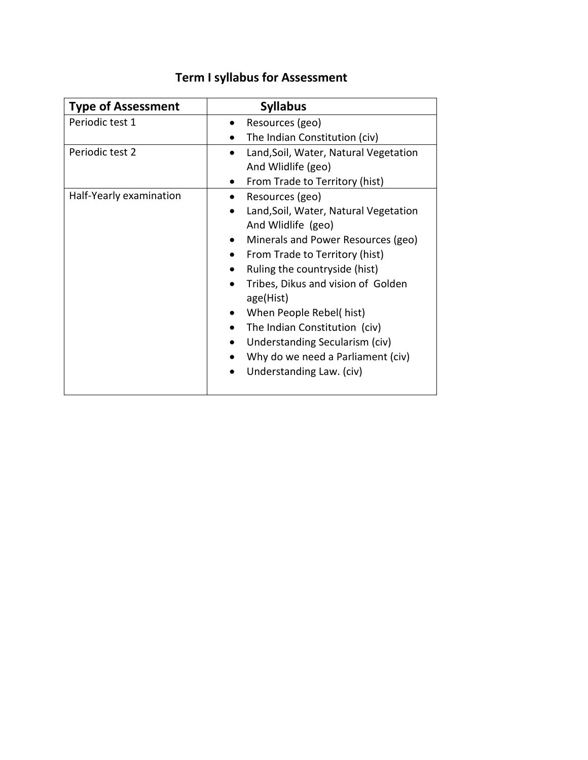# Term I syllabus for Assessment

| Type of Assessment | Syllabus |
|---|---|
| Periodic test 1 | • Resources (geo)<br>• The Indian Constitution (civ) |
| Periodic test 2 | • Land,Soil, Water, Natural Vegetation And Wlidlife (geo)<br>• From Trade to Territory (hist) |
| Half-Yearly examination | • Resources (geo)<br>• Land,Soil, Water, Natural Vegetation And Wlidlife (geo)<br>• Minerals and Power Resources (geo)<br>• From Trade to Territory (hist)<br>• Ruling the countryside (hist)<br>• Tribes, Dikus and vision of Golden age(Hist)<br>• When People Rebel( hist)<br>• The Indian Constitution (civ)<br>• Understanding Secularism (civ)<br>• Why do we need a Parliament (civ)<br>• Understanding Law. (civ) |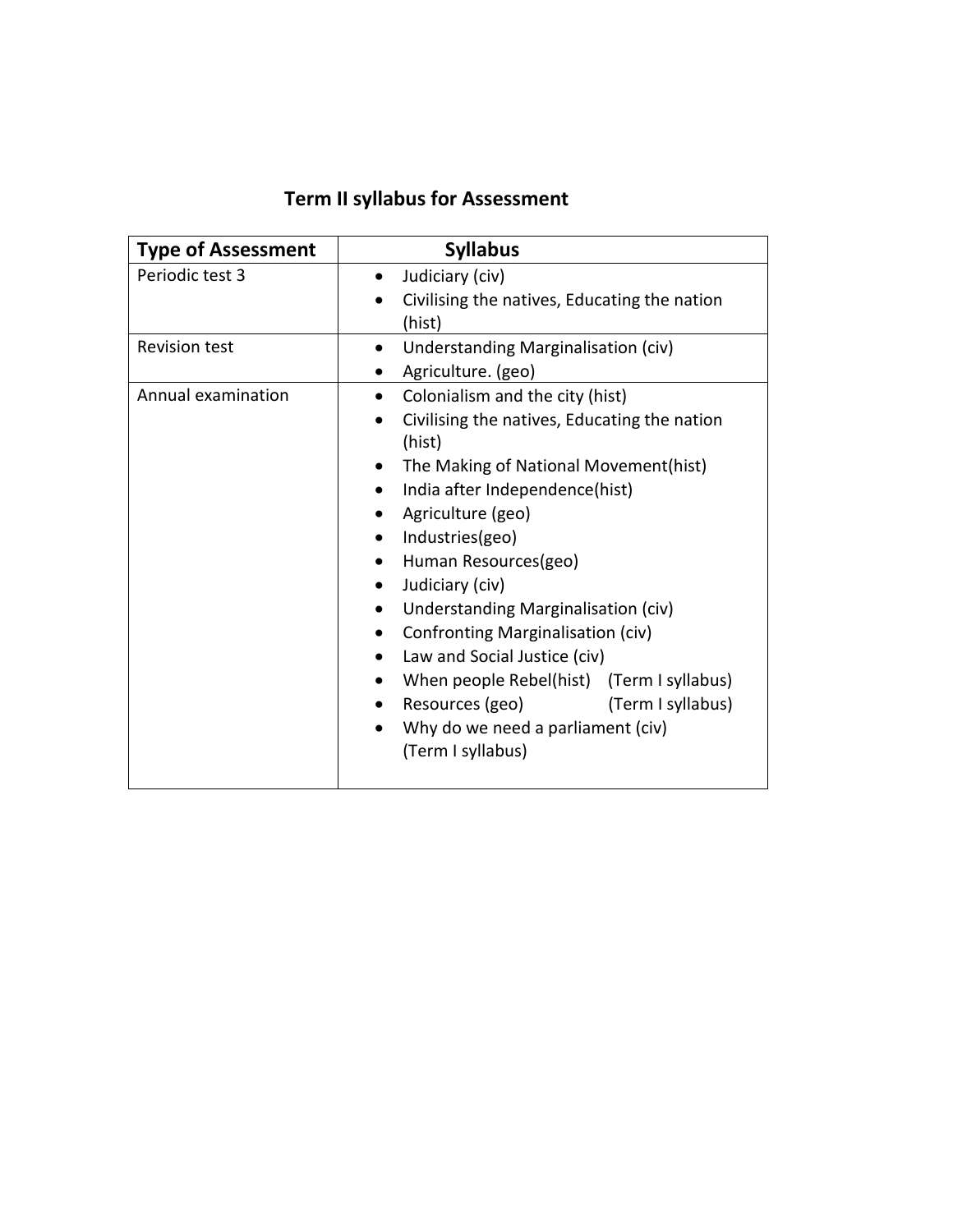## Term II syllabus for Assessment

| Type of Assessment | Syllabus |
|---|---|
| Periodic test 3 | • Judiciary (civ)<br>• Civilising the natives, Educating the nation (hist) |
| Revision test | • Understanding Marginalisation (civ)<br>• Agriculture. (geo) |
| Annual examination | • Colonialism and the city (hist)<br>• Civilising the natives, Educating the nation (hist)<br>• The Making of National Movement(hist)<br>• India after Independence(hist)<br>• Agriculture (geo)<br>• Industries(geo)<br>• Human Resources(geo)<br>• Judiciary (civ)<br>• Understanding Marginalisation (civ)<br>• Confronting Marginalisation (civ)<br>• Law and Social Justice (civ)<br>• When people Rebel(hist) (Term I syllabus)<br>• Resources (geo) (Term I syllabus)<br>• Why do we need a parliament (civ) (Term I syllabus) |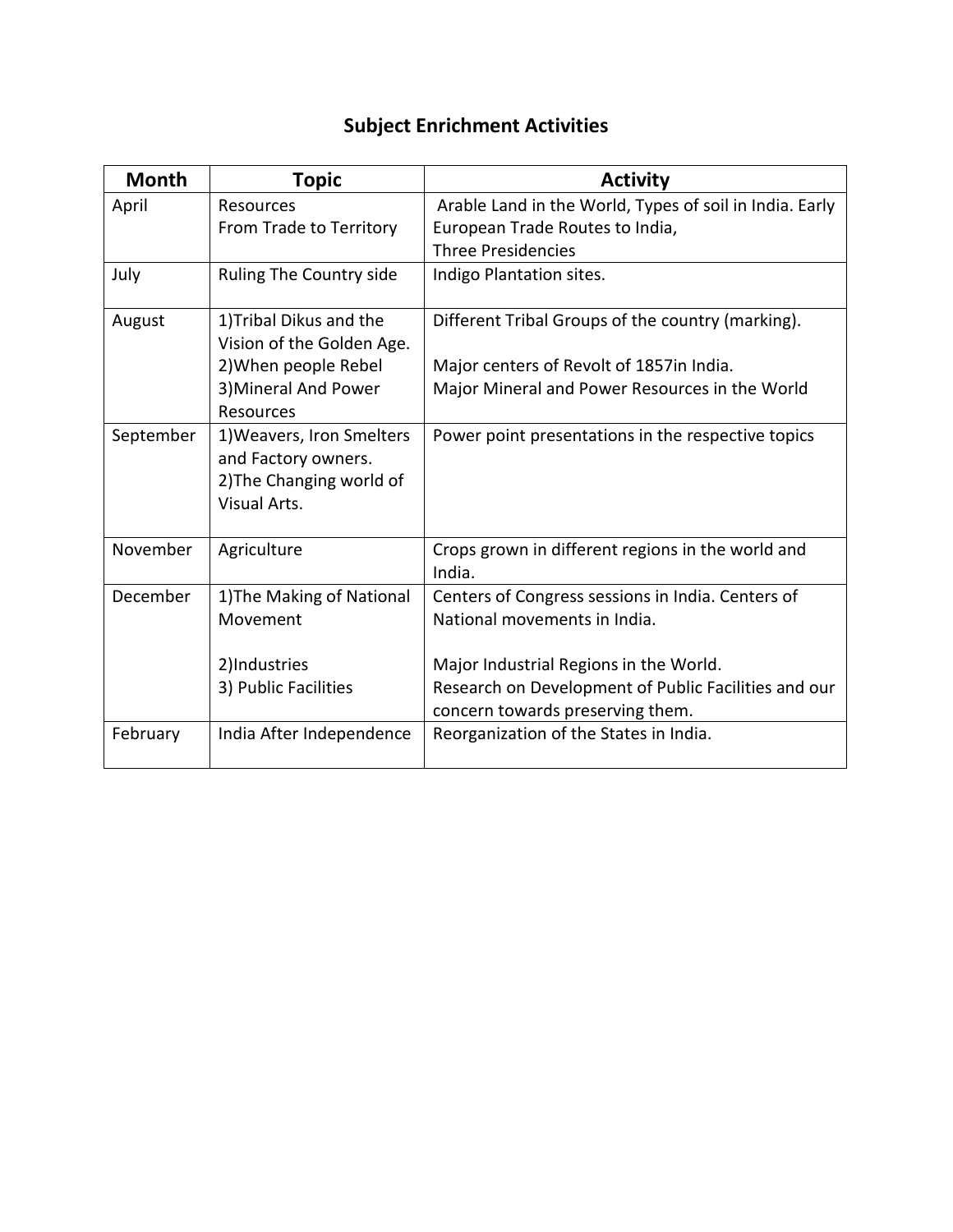# Subject Enrichment Activities

| Month | Topic | Activity |
|---|---|---|
| April | Resources<br>From Trade to Territory | Arable Land in the World, Types of soil in India. Early European Trade Routes to India,<br>Three Presidencies |
| July | Ruling The Country side | Indigo Plantation sites. |
| August | 1)Tribal Dikus and the Vision of the Golden Age.<br>2)When people Rebel<br>3)Mineral And Power Resources | Different Tribal Groups of the country (marking).<br><br>Major centers of Revolt of 1857in India.<br>Major Mineral and Power Resources in the World |
| September | 1)Weavers, Iron Smelters and Factory owners.<br>2)The Changing world of Visual Arts. | Power point presentations in the respective topics |
| November | Agriculture | Crops grown in different regions in the world and India. |
| December | 1)The Making of National Movement<br><br>2)Industries<br>3) Public Facilities | Centers of Congress sessions in India. Centers of National movements in India.<br><br>Major Industrial Regions in the World.<br>Research on Development of Public Facilities and our concern towards preserving them. |
| February | India After Independence | Reorganization of the States in India. |